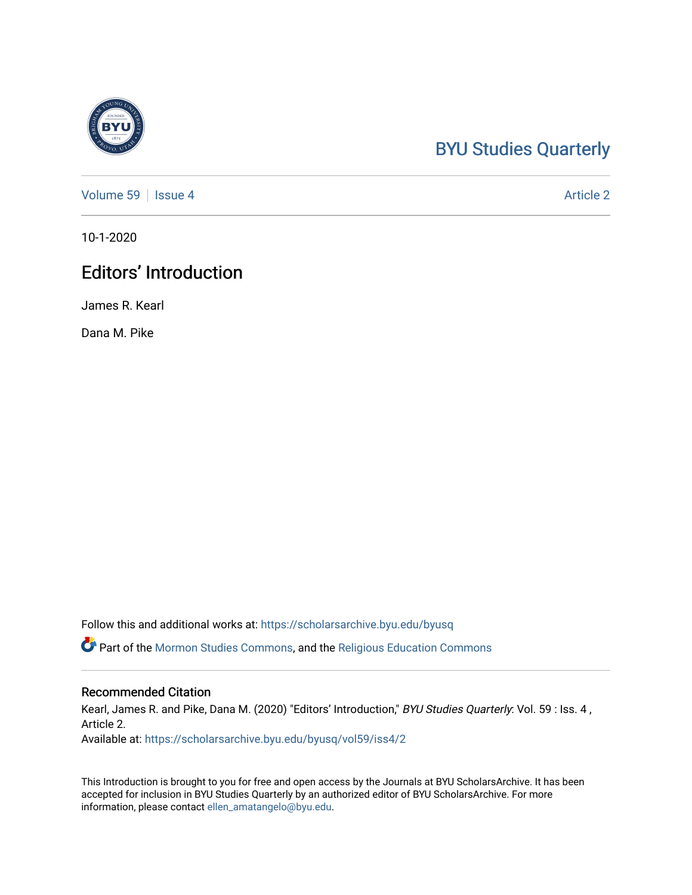BYU Studies Quarterly

Volume 59 | Issue 4 | Article 2

10-1-2020

# Editors' Introduction

James R. Kearl

Dana M. Pike

Follow this and additional works at: https://scholarsarchive.byu.edu/byusq

Part of the Mormon Studies Commons, and the Religious Education Commons

## Recommended Citation

Kearl, James R. and Pike, Dana M. (2020) "Editors' Introduction," *BYU Studies Quarterly*: Vol. 59 : Iss. 4 , Article 2.
Available at: https://scholarsarchive.byu.edu/byusq/vol59/iss4/2

This Introduction is brought to you for free and open access by the Journals at BYU ScholarsArchive. It has been accepted for inclusion in BYU Studies Quarterly by an authorized editor of BYU ScholarsArchive. For more information, please contact ellen_amatangelo@byu.edu.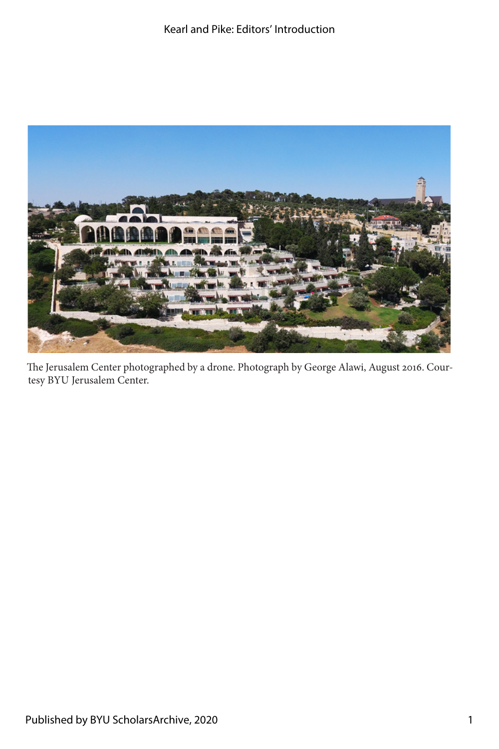The Jerusalem Center photographed by a drone. Photograph by George Alawi, August 2016. Courtesy BYU Jerusalem Center.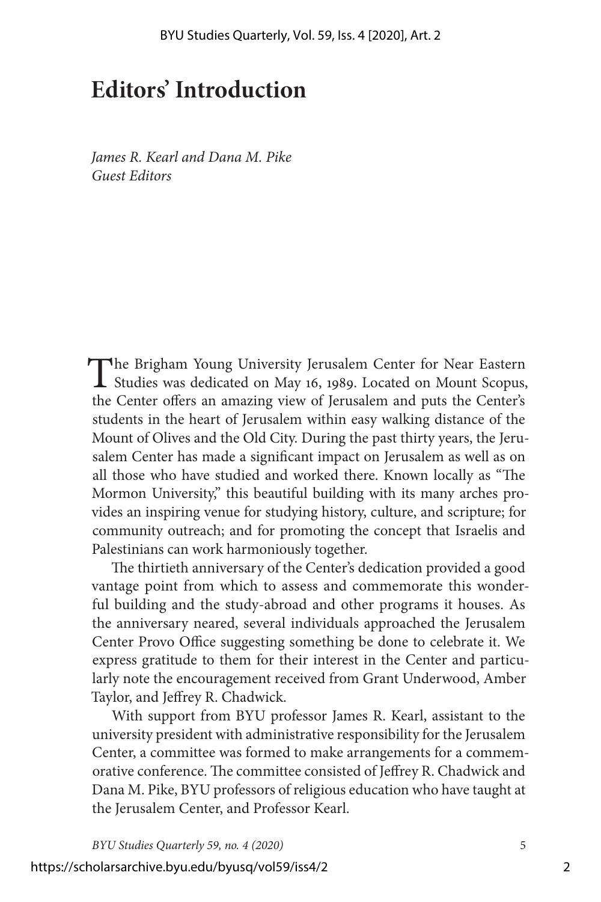# Editors' Introduction

*James R. Kearl and Dana M. Pike*
*Guest Editors*

The Brigham Young University Jerusalem Center for Near Eastern Studies was dedicated on May 16, 1989. Located on Mount Scopus, the Center offers an amazing view of Jerusalem and puts the Center's students in the heart of Jerusalem within easy walking distance of the Mount of Olives and the Old City. During the past thirty years, the Jerusalem Center has made a significant impact on Jerusalem as well as on all those who have studied and worked there. Known locally as "The Mormon University," this beautiful building with its many arches provides an inspiring venue for studying history, culture, and scripture; for community outreach; and for promoting the concept that Israelis and Palestinians can work harmoniously together.

The thirtieth anniversary of the Center's dedication provided a good vantage point from which to assess and commemorate this wonderful building and the study-abroad and other programs it houses. As the anniversary neared, several individuals approached the Jerusalem Center Provo Office suggesting something be done to celebrate it. We express gratitude to them for their interest in the Center and particularly note the encouragement received from Grant Underwood, Amber Taylor, and Jeffrey R. Chadwick.

With support from BYU professor James R. Kearl, assistant to the university president with administrative responsibility for the Jerusalem Center, a committee was formed to make arrangements for a commemorative conference. The committee consisted of Jeffrey R. Chadwick and Dana M. Pike, BYU professors of religious education who have taught at the Jerusalem Center, and Professor Kearl.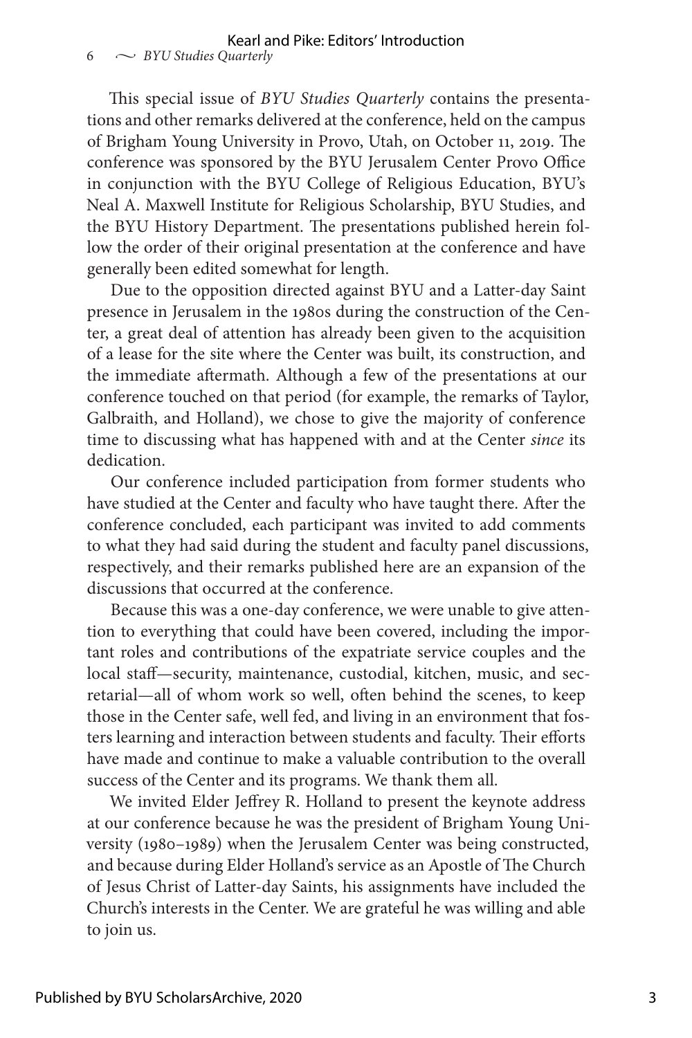This special issue of *BYU Studies Quarterly* contains the presentations and other remarks delivered at the conference, held on the campus of Brigham Young University in Provo, Utah, on October 11, 2019. The conference was sponsored by the BYU Jerusalem Center Provo Office in conjunction with the BYU College of Religious Education, BYU's Neal A. Maxwell Institute for Religious Scholarship, BYU Studies, and the BYU History Department. The presentations published herein follow the order of their original presentation at the conference and have generally been edited somewhat for length.

Due to the opposition directed against BYU and a Latter-day Saint presence in Jerusalem in the 1980s during the construction of the Center, a great deal of attention has already been given to the acquisition of a lease for the site where the Center was built, its construction, and the immediate aftermath. Although a few of the presentations at our conference touched on that period (for example, the remarks of Taylor, Galbraith, and Holland), we chose to give the majority of conference time to discussing what has happened with and at the Center *since* its dedication.

Our conference included participation from former students who have studied at the Center and faculty who have taught there. After the conference concluded, each participant was invited to add comments to what they had said during the student and faculty panel discussions, respectively, and their remarks published here are an expansion of the discussions that occurred at the conference.

Because this was a one-day conference, we were unable to give attention to everything that could have been covered, including the important roles and contributions of the expatriate service couples and the local staff—security, maintenance, custodial, kitchen, music, and secretarial—all of whom work so well, often behind the scenes, to keep those in the Center safe, well fed, and living in an environment that fosters learning and interaction between students and faculty. Their efforts have made and continue to make a valuable contribution to the overall success of the Center and its programs. We thank them all.

We invited Elder Jeffrey R. Holland to present the keynote address at our conference because he was the president of Brigham Young University (1980–1989) when the Jerusalem Center was being constructed, and because during Elder Holland's service as an Apostle of The Church of Jesus Christ of Latter-day Saints, his assignments have included the Church's interests in the Center. We are grateful he was willing and able to join us.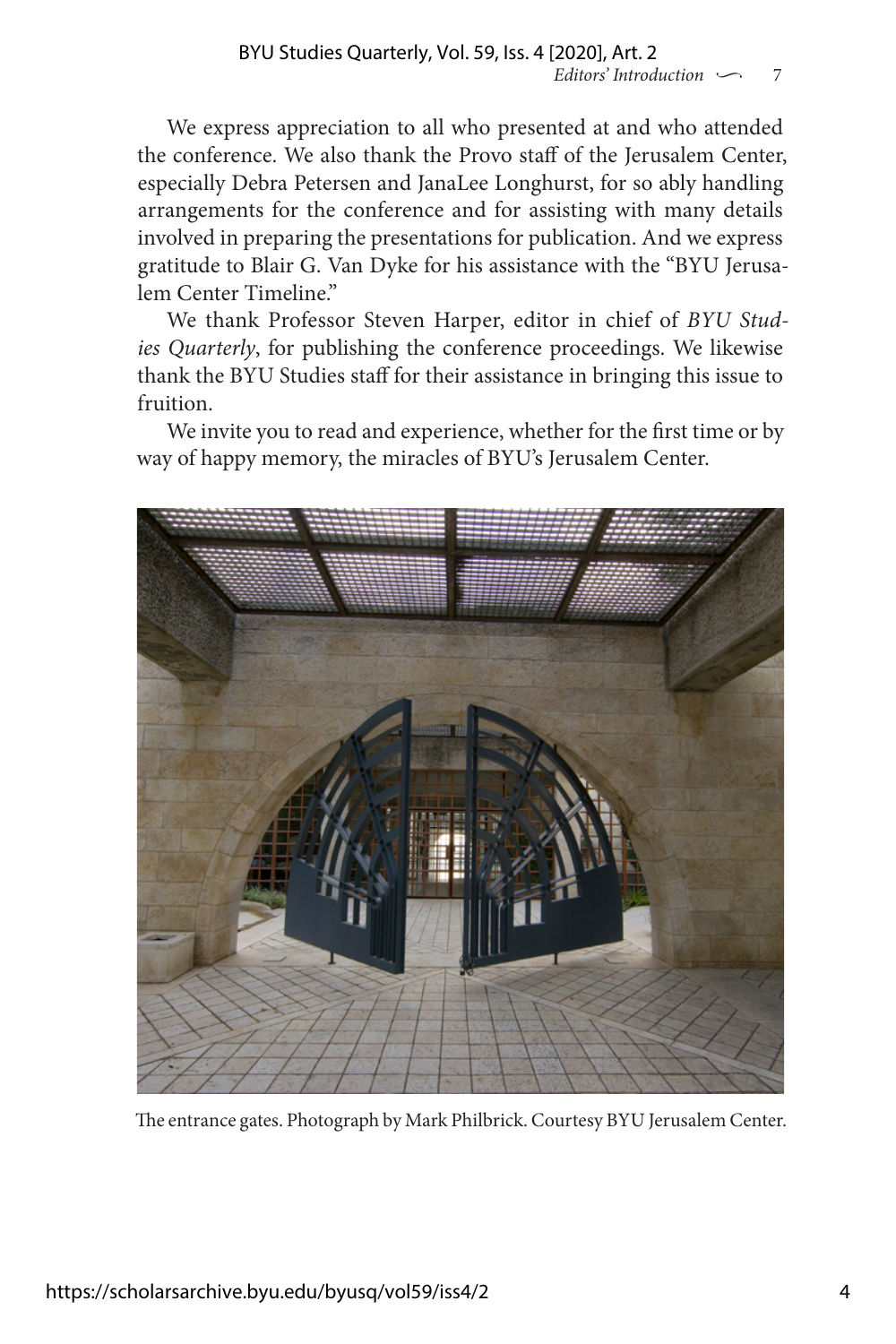We express appreciation to all who presented at and who attended the conference. We also thank the Provo staff of the Jerusalem Center, especially Debra Petersen and JanaLee Longhurst, for so ably handling arrangements for the conference and for assisting with many details involved in preparing the presentations for publication. And we express gratitude to Blair G. Van Dyke for his assistance with the "BYU Jerusalem Center Timeline."

We thank Professor Steven Harper, editor in chief of *BYU Studies Quarterly*, for publishing the conference proceedings. We likewise thank the BYU Studies staff for their assistance in bringing this issue to fruition.

We invite you to read and experience, whether for the first time or by way of happy memory, the miracles of BYU's Jerusalem Center.

The entrance gates. Photograph by Mark Philbrick. Courtesy BYU Jerusalem Center.